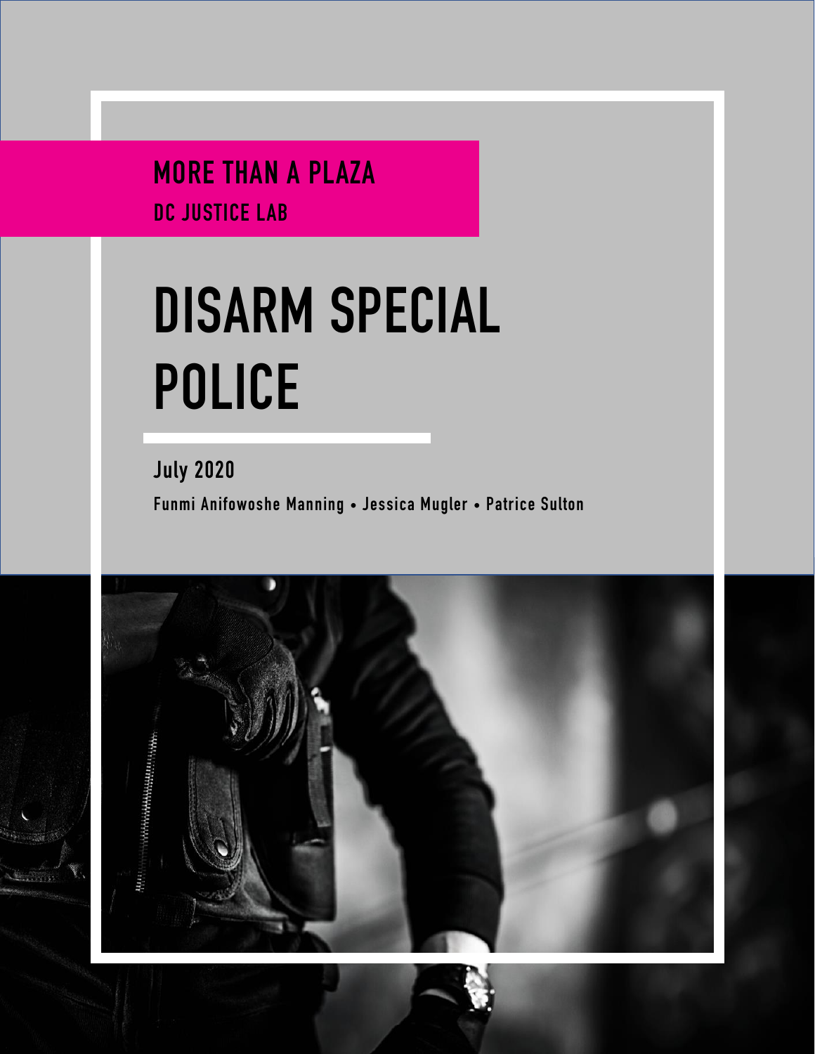**MORE THAN A PLAZA**

**DC JUSTICE LAB**

# DISARM SPECIAL POLICE

**July 2020**

**Funmi Anifowoshe Manning • Jessica Mugler • Patrice Sulton**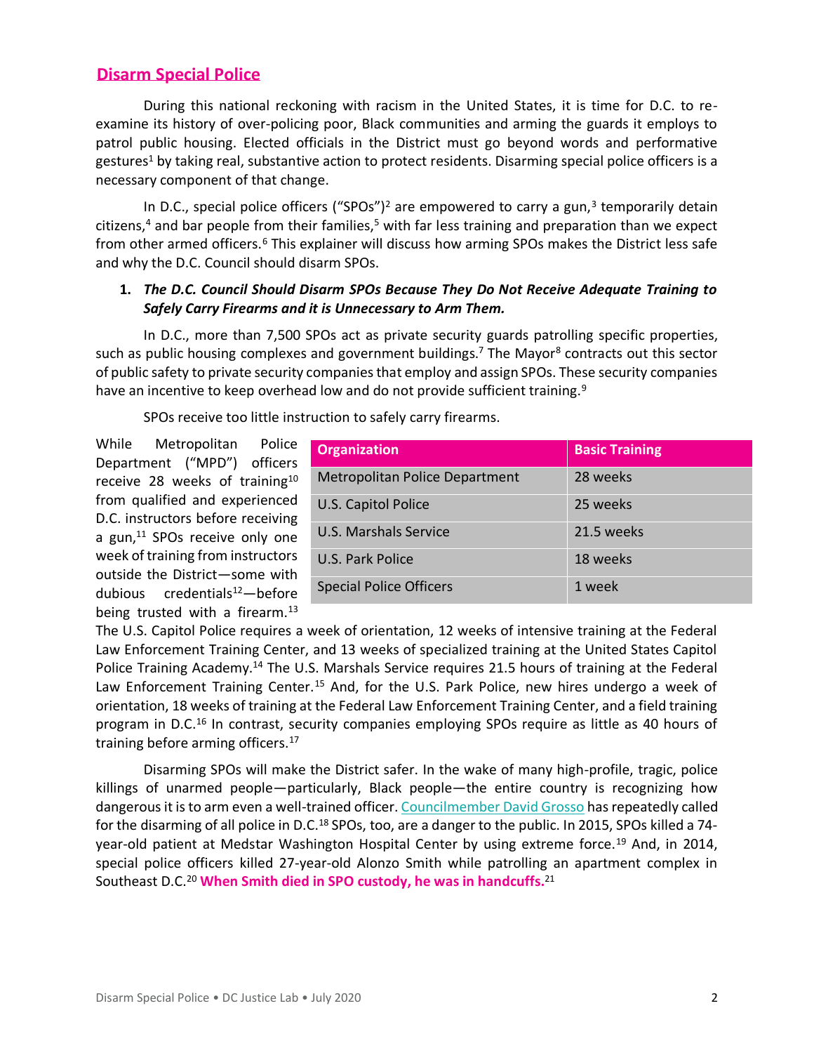## Disarm Special Police

During this national reckoning with racism in the United States, it is time for D.C. to re-examine its history of over-policing poor, Black communities and arming the guards it employs to patrol public housing. Elected officials in the District must go beyond words and performative gestures[1] by taking real, substantive action to protect residents. Disarming special police officers is a necessary component of that change.

In D.C., special police officers ("SPOs")[2] are empowered to carry a gun,[3] temporarily detain citizens,[4] and bar people from their families,[5] with far less training and preparation than we expect from other armed officers.[6] This explainer will discuss how arming SPOs makes the District less safe and why the D.C. Council should disarm SPOs.

1. ***The D.C. Council Should Disarm SPOs Because They Do Not Receive Adequate Training to Safely Carry Firearms and it is Unnecessary to Arm Them.***

In D.C., more than 7,500 SPOs act as private security guards patrolling specific properties, such as public housing complexes and government buildings.[7] The Mayor[8] contracts out this sector of public safety to private security companies that employ and assign SPOs. These security companies have an incentive to keep overhead low and do not provide sufficient training.[9]

SPOs receive too little instruction to safely carry firearms.

While Metropolitan Police Department ("MPD") officers receive 28 weeks of training[10] from qualified and experienced D.C. instructors before receiving a gun,[11] SPOs receive only one week of training from instructors outside the District—some with dubious credentials[12]—before being trusted with a firearm.[13]

| Organization | Basic Training |
|---|---|
| Metropolitan Police Department | 28 weeks |
| U.S. Capitol Police | 25 weeks |
| U.S. Marshals Service | 21.5 weeks |
| U.S. Park Police | 18 weeks |
| Special Police Officers | 1 week |

The U.S. Capitol Police requires a week of orientation, 12 weeks of intensive training at the Federal Law Enforcement Training Center, and 13 weeks of specialized training at the United States Capitol Police Training Academy.[14] The U.S. Marshals Service requires 21.5 hours of training at the Federal Law Enforcement Training Center.[15] And, for the U.S. Park Police, new hires undergo a week of orientation, 18 weeks of training at the Federal Law Enforcement Training Center, and a field training program in D.C.[16] In contrast, security companies employing SPOs require as little as 40 hours of training before arming officers.[17]

Disarming SPOs will make the District safer. In the wake of many high-profile, tragic, police killings of unarmed people—particularly, Black people—the entire country is recognizing how dangerous it is to arm even a well-trained officer. Councilmember David Grosso has repeatedly called for the disarming of all police in D.C.[18] SPOs, too, are a danger to the public. In 2015, SPOs killed a 74-year-old patient at Medstar Washington Hospital Center by using extreme force.[19] And, in 2014, special police officers killed 27-year-old Alonzo Smith while patrolling an apartment complex in Southeast D.C.[20] **When Smith died in SPO custody, he was in handcuffs.**[21]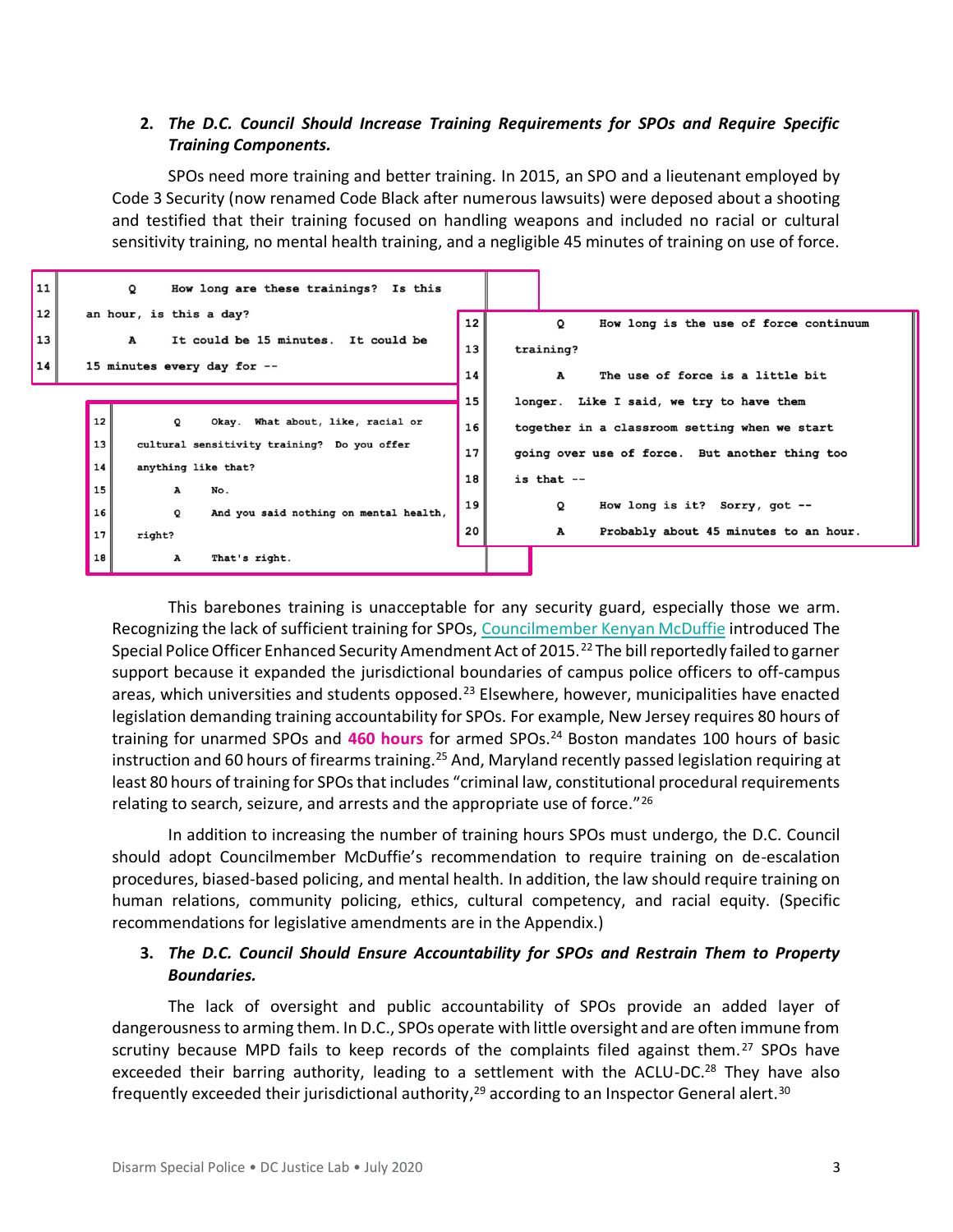2. ***The D.C. Council Should Increase Training Requirements for SPOs and Require Specific Training Components.***

SPOs need more training and better training. In 2015, an SPO and a lieutenant employed by Code 3 Security (now renamed Code Black after numerous lawsuits) were deposed about a shooting and testified that their training focused on handling weapons and included no racial or cultural sensitivity training, no mental health training, and a negligible 45 minutes of training on use of force.

```
11      Q    How long are these trainings?  Is this
12  an hour, is this a day?
13      A    It could be 15 minutes.  It could be
14  15 minutes every day for --
```

```
12      Q    Okay.  What about, like, racial or
13  cultural sensitivity training?  Do you offer
14  anything like that?
15      A    No.
16      Q    And you said nothing on mental health,
17  right?
18      A    That's right.
```

```
12      Q    How long is the use of force continuum
13  training?
14      A    The use of force is a little bit
15  longer.  Like I said, we try to have them
16  together in a classroom setting when we start
17  going over use of force.  But another thing too
18  is that --
19      Q    How long is it?  Sorry, got --
20      A    Probably about 45 minutes to an hour.
```

This barebones training is unacceptable for any security guard, especially those we arm. Recognizing the lack of sufficient training for SPOs, Councilmember Kenyan McDuffie introduced The Special Police Officer Enhanced Security Amendment Act of 2015.[22] The bill reportedly failed to garner support because it expanded the jurisdictional boundaries of campus police officers to off-campus areas, which universities and students opposed.[23] Elsewhere, however, municipalities have enacted legislation demanding training accountability for SPOs. For example, New Jersey requires 80 hours of training for unarmed SPOs and **460 hours** for armed SPOs.[24] Boston mandates 100 hours of basic instruction and 60 hours of firearms training.[25] And, Maryland recently passed legislation requiring at least 80 hours of training for SPOs that includes "criminal law, constitutional procedural requirements relating to search, seizure, and arrests and the appropriate use of force."[26]

In addition to increasing the number of training hours SPOs must undergo, the D.C. Council should adopt Councilmember McDuffie's recommendation to require training on de-escalation procedures, biased-based policing, and mental health. In addition, the law should require training on human relations, community policing, ethics, cultural competency, and racial equity. (Specific recommendations for legislative amendments are in the Appendix.)

3. ***The D.C. Council Should Ensure Accountability for SPOs and Restrain Them to Property Boundaries.***

The lack of oversight and public accountability of SPOs provide an added layer of dangerousness to arming them. In D.C., SPOs operate with little oversight and are often immune from scrutiny because MPD fails to keep records of the complaints filed against them.[27] SPOs have exceeded their barring authority, leading to a settlement with the ACLU-DC.[28] They have also frequently exceeded their jurisdictional authority,[29] according to an Inspector General alert.[30]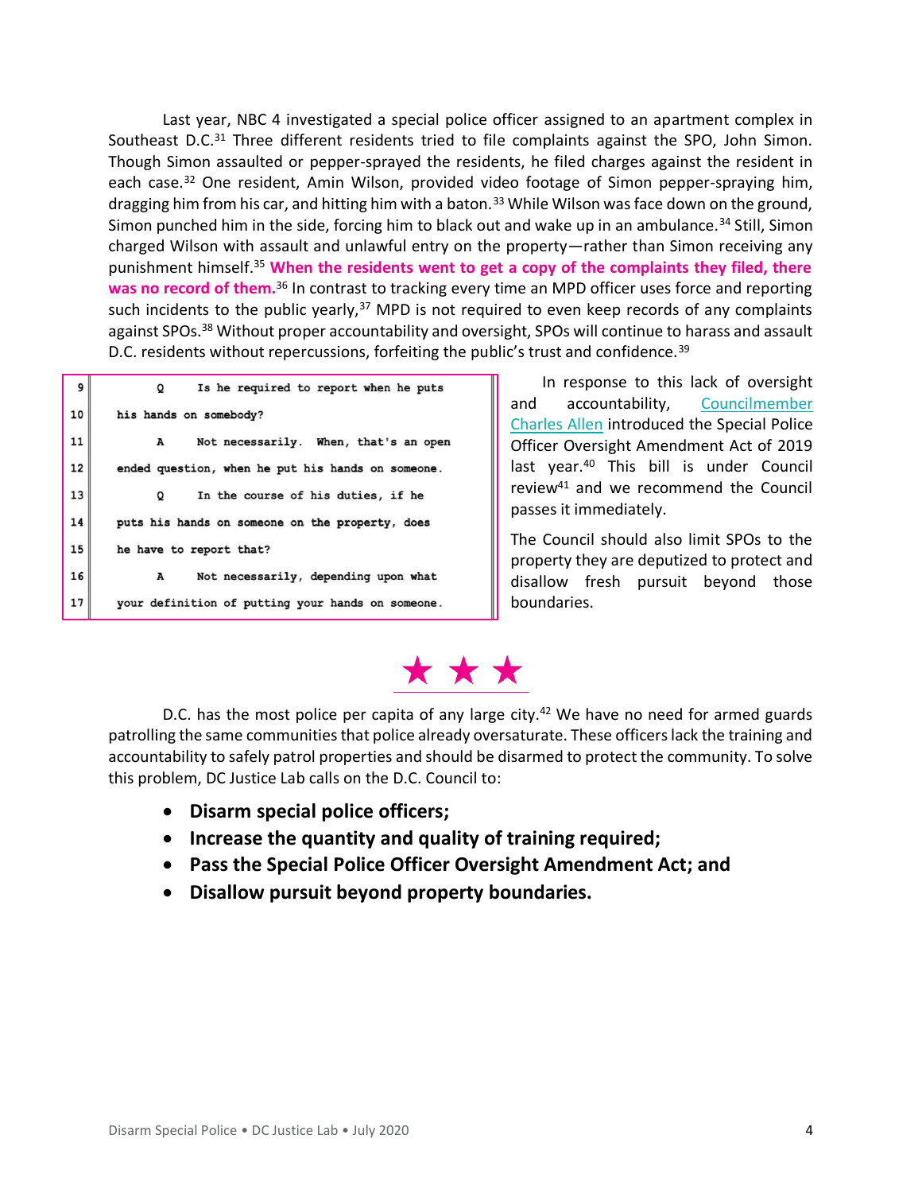Last year, NBC 4 investigated a special police officer assigned to an apartment complex in Southeast D.C.[31] Three different residents tried to file complaints against the SPO, John Simon. Though Simon assaulted or pepper-sprayed the residents, he filed charges against the resident in each case.[32] One resident, Amin Wilson, provided video footage of Simon pepper-spraying him, dragging him from his car, and hitting him with a baton.[33] While Wilson was face down on the ground, Simon punched him in the side, forcing him to black out and wake up in an ambulance.[34] Still, Simon charged Wilson with assault and unlawful entry on the property—rather than Simon receiving any punishment himself.[35] **When the residents went to get a copy of the complaints they filed, there was no record of them.**[36] In contrast to tracking every time an MPD officer uses force and reporting such incidents to the public yearly,[37] MPD is not required to even keep records of any complaints against SPOs.[38] Without proper accountability and oversight, SPOs will continue to harass and assault D.C. residents without repercussions, forfeiting the public's trust and confidence.[39]

```
9       Q    Is he required to report when he puts
10   his hands on somebody?
11      A    Not necessarily.  When, that's an open
12   ended question, when he put his hands on someone.
13      Q    In the course of his duties, if he
14   puts his hands on someone on the property, does
15   he have to report that?
16      A    Not necessarily, depending upon what
17   your definition of putting your hands on someone.
```

In response to this lack of oversight and accountability, Councilmember Charles Allen introduced the Special Police Officer Oversight Amendment Act of 2019 last year.[40] This bill is under Council review[41] and we recommend the Council passes it immediately.

The Council should also limit SPOs to the property they are deputized to protect and disallow fresh pursuit beyond those boundaries.

★ ★ ★

D.C. has the most police per capita of any large city.[42] We have no need for armed guards patrolling the same communities that police already oversaturate. These officers lack the training and accountability to safely patrol properties and should be disarmed to protect the community. To solve this problem, DC Justice Lab calls on the D.C. Council to:

- **Disarm special police officers;**
- **Increase the quantity and quality of training required;**
- **Pass the Special Police Officer Oversight Amendment Act; and**
- **Disallow pursuit beyond property boundaries.**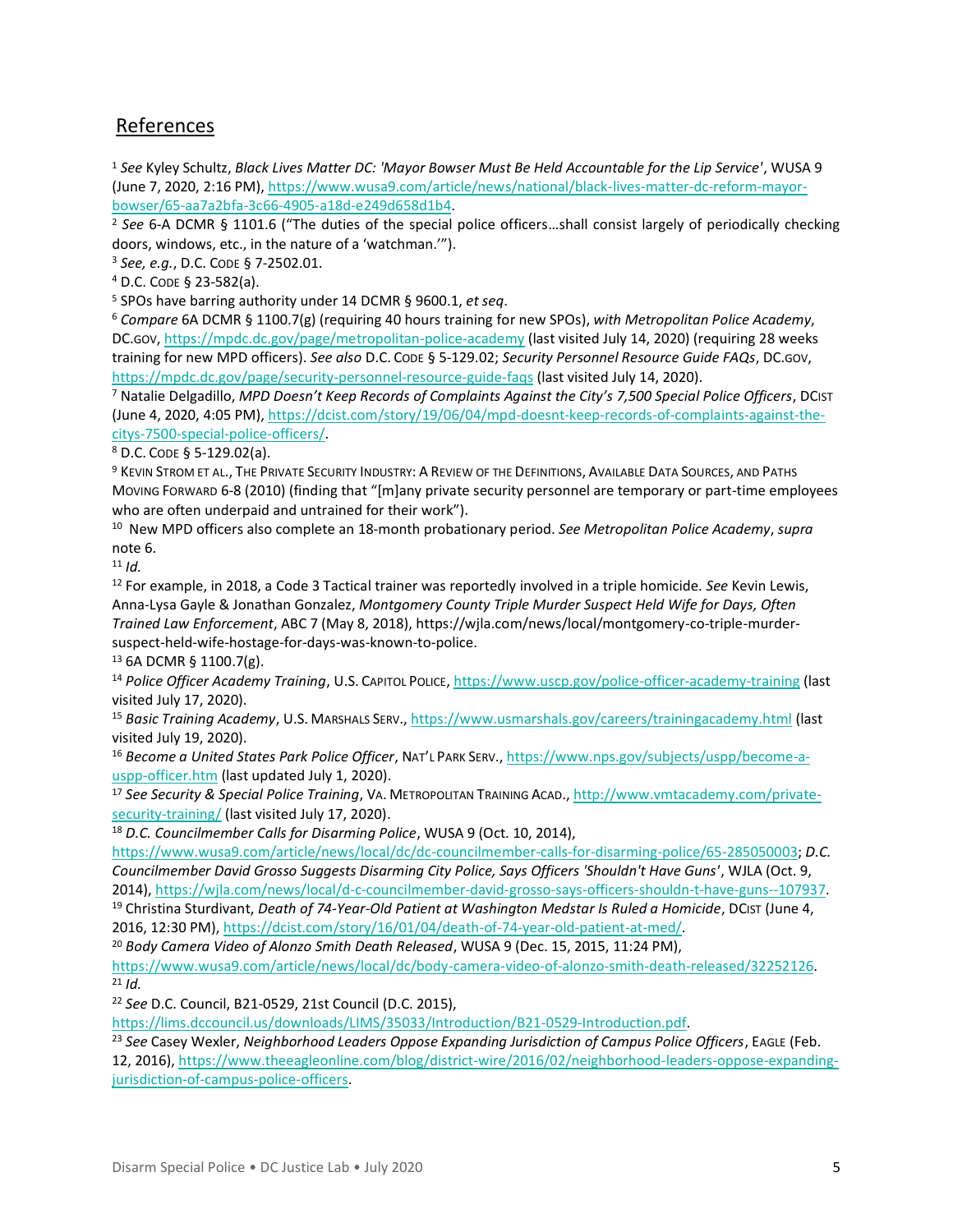## References

[1] *See* Kyley Schultz, *Black Lives Matter DC: 'Mayor Bowser Must Be Held Accountable for the Lip Service'*, WUSA 9 (June 7, 2020, 2:16 PM), https://www.wusa9.com/article/news/national/black-lives-matter-dc-reform-mayor-bowser/65-aa7a2bfa-3c66-4905-a18d-e249d658d1b4.

[2] *See* 6-A DCMR § 1101.6 ("The duties of the special police officers…shall consist largely of periodically checking doors, windows, etc., in the nature of a 'watchman.'").

[3] *See, e.g.*, D.C. CODE § 7-2502.01.

[4] D.C. CODE § 23-582(a).

[5] SPOs have barring authority under 14 DCMR § 9600.1, *et seq*.

[6] *Compare* 6A DCMR § 1100.7(g) (requiring 40 hours training for new SPOs), *with Metropolitan Police Academy*, DC.GOV, https://mpdc.dc.gov/page/metropolitan-police-academy (last visited July 14, 2020) (requiring 28 weeks training for new MPD officers). *See also* D.C. CODE § 5-129.02; *Security Personnel Resource Guide FAQs*, DC.GOV, https://mpdc.dc.gov/page/security-personnel-resource-guide-faqs (last visited July 14, 2020).

[7] Natalie Delgadillo, *MPD Doesn't Keep Records of Complaints Against the City's 7,500 Special Police Officers*, DCIST (June 4, 2020, 4:05 PM), https://dcist.com/story/19/06/04/mpd-doesnt-keep-records-of-complaints-against-the-citys-7500-special-police-officers/.

[8] D.C. CODE § 5-129.02(a).

[9] KEVIN STROM ET AL., THE PRIVATE SECURITY INDUSTRY: A REVIEW OF THE DEFINITIONS, AVAILABLE DATA SOURCES, AND PATHS MOVING FORWARD 6-8 (2010) (finding that "[m]any private security personnel are temporary or part-time employees who are often underpaid and untrained for their work").

[10] New MPD officers also complete an 18-month probationary period. *See Metropolitan Police Academy*, *supra* note 6.

[11] *Id.*

[12] For example, in 2018, a Code 3 Tactical trainer was reportedly involved in a triple homicide. *See* Kevin Lewis, Anna-Lysa Gayle & Jonathan Gonzalez, *Montgomery County Triple Murder Suspect Held Wife for Days, Often Trained Law Enforcement*, ABC 7 (May 8, 2018), https://wjla.com/news/local/montgomery-co-triple-murder-suspect-held-wife-hostage-for-days-was-known-to-police.

[13] 6A DCMR § 1100.7(g).

[14] *Police Officer Academy Training*, U.S. CAPITOL POLICE, https://www.uscp.gov/police-officer-academy-training (last visited July 17, 2020).

[15] *Basic Training Academy*, U.S. MARSHALS SERV., https://www.usmarshals.gov/careers/trainingacademy.html (last visited July 19, 2020).

[16] *Become a United States Park Police Officer*, NAT'L PARK SERV., https://www.nps.gov/subjects/uspp/become-a-uspp-officer.htm (last updated July 1, 2020).

[17] *See Security & Special Police Training*, VA. METROPOLITAN TRAINING ACAD., http://www.vmtacademy.com/private-security-training/ (last visited July 17, 2020).

[18] *D.C. Councilmember Calls for Disarming Police*, WUSA 9 (Oct. 10, 2014), https://www.wusa9.com/article/news/local/dc/dc-councilmember-calls-for-disarming-police/65-285050003; *D.C. Councilmember David Grosso Suggests Disarming City Police, Says Officers 'Shouldn't Have Guns'*, WJLA (Oct. 9, 2014), https://wjla.com/news/local/d-c-councilmember-david-grosso-says-officers-shouldn-t-have-guns--107937.

[19] Christina Sturdivant, *Death of 74-Year-Old Patient at Washington Medstar Is Ruled a Homicide*, DCIST (June 4, 2016, 12:30 PM), https://dcist.com/story/16/01/04/death-of-74-year-old-patient-at-med/.

[20] *Body Camera Video of Alonzo Smith Death Released*, WUSA 9 (Dec. 15, 2015, 11:24 PM), https://www.wusa9.com/article/news/local/dc/body-camera-video-of-alonzo-smith-death-released/32252126.

[21] *Id.*

[22] *See* D.C. Council, B21-0529, 21st Council (D.C. 2015), https://lims.dccouncil.us/downloads/LIMS/35033/Introduction/B21-0529-Introduction.pdf.

[23] *See* Casey Wexler, *Neighborhood Leaders Oppose Expanding Jurisdiction of Campus Police Officers*, EAGLE (Feb. 12, 2016), https://www.theeagleonline.com/blog/district-wire/2016/02/neighborhood-leaders-oppose-expanding-jurisdiction-of-campus-police-officers.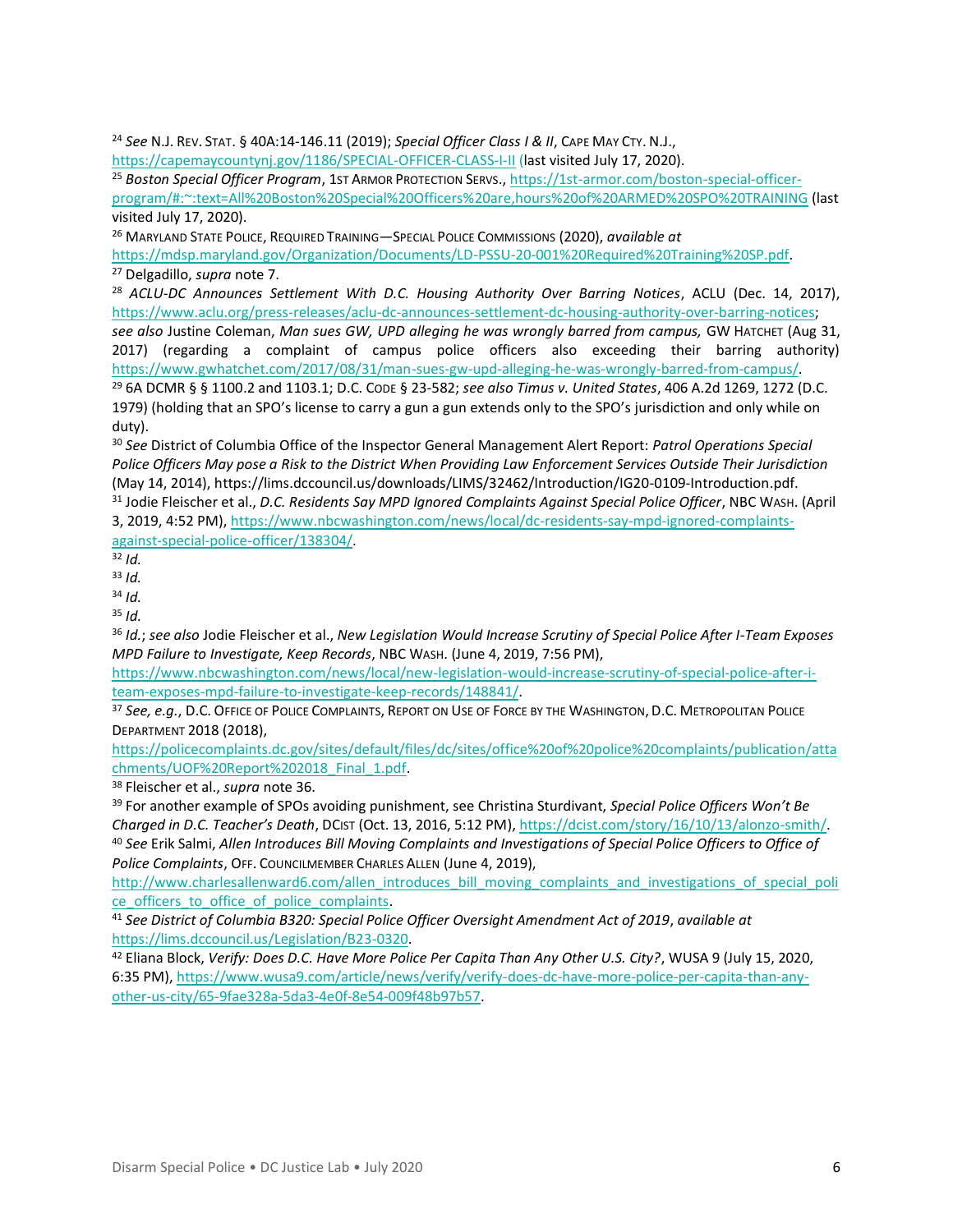[24] *See* N.J. Rev. Stat. § 40A:14-146.11 (2019); *Special Officer Class I & II*, Cape May Cty. N.J., https://capemaycountynj.gov/1186/SPECIAL-OFFICER-CLASS-I-II (last visited July 17, 2020).

[25] *Boston Special Officer Program*, 1st Armor Protection Servs., https://1st-armor.com/boston-special-officer-program/#:~:text=All%20Boston%20Special%20Officers%20are,hours%20of%20ARMED%20SPO%20TRAINING (last visited July 17, 2020).

[26] Maryland State Police, Required Training—Special Police Commissions (2020), *available at* https://mdsp.maryland.gov/Organization/Documents/LD-PSSU-20-001%20Required%20Training%20SP.pdf.

[27] Delgadillo, *supra* note 7.

[28] *ACLU-DC Announces Settlement With D.C. Housing Authority Over Barring Notices*, ACLU (Dec. 14, 2017), https://www.aclu.org/press-releases/aclu-dc-announces-settlement-dc-housing-authority-over-barring-notices; *see also* Justine Coleman, *Man sues GW, UPD alleging he was wrongly barred from campus,* GW Hatchet (Aug 31, 2017) (regarding a complaint of campus police officers also exceeding their barring authority) https://www.gwhatchet.com/2017/08/31/man-sues-gw-upd-alleging-he-was-wrongly-barred-from-campus/.

[29] 6A DCMR § § 1100.2 and 1103.1; D.C. Code § 23-582; *see also Timus v. United States*, 406 A.2d 1269, 1272 (D.C. 1979) (holding that an SPO's license to carry a gun a gun extends only to the SPO's jurisdiction and only while on duty).

[30] *See* District of Columbia Office of the Inspector General Management Alert Report: *Patrol Operations Special Police Officers May pose a Risk to the District When Providing Law Enforcement Services Outside Their Jurisdiction* (May 14, 2014), https://lims.dccouncil.us/downloads/LIMS/32462/Introduction/IG20-0109-Introduction.pdf.

[31] Jodie Fleischer et al., *D.C. Residents Say MPD Ignored Complaints Against Special Police Officer*, NBC Wash. (April 3, 2019, 4:52 PM), https://www.nbcwashington.com/news/local/dc-residents-say-mpd-ignored-complaints-against-special-police-officer/138304/.

[32] *Id.*

[33] *Id.*

[34] *Id.*

[35] *Id.*

[36] *Id.*; *see also* Jodie Fleischer et al., *New Legislation Would Increase Scrutiny of Special Police After I-Team Exposes MPD Failure to Investigate, Keep Records*, NBC Wash. (June 4, 2019, 7:56 PM), https://www.nbcwashington.com/news/local/new-legislation-would-increase-scrutiny-of-special-police-after-i-team-exposes-mpd-failure-to-investigate-keep-records/148841/.

[37] *See, e.g.*, D.C. Office of Police Complaints, Report on Use of Force by the Washington, D.C. Metropolitan Police Department 2018 (2018), https://policecomplaints.dc.gov/sites/default/files/dc/sites/office%20of%20police%20complaints/publication/attachments/UOF%20Report%202018_Final_1.pdf.

[38] Fleischer et al., *supra* note 36.

[39] For another example of SPOs avoiding punishment, see Christina Sturdivant, *Special Police Officers Won't Be Charged in D.C. Teacher's Death*, DCist (Oct. 13, 2016, 5:12 PM), https://dcist.com/story/16/10/13/alonzo-smith/.

[40] *See* Erik Salmi, *Allen Introduces Bill Moving Complaints and Investigations of Special Police Officers to Office of Police Complaints*, Off. Councilmember Charles Allen (June 4, 2019), http://www.charlesallenward6.com/allen_introduces_bill_moving_complaints_and_investigations_of_special_police_officers_to_office_of_police_complaints.

[41] *See District of Columbia B320: Special Police Officer Oversight Amendment Act of 2019*, *available at* https://lims.dccouncil.us/Legislation/B23-0320.

[42] Eliana Block, *Verify: Does D.C. Have More Police Per Capita Than Any Other U.S. City?*, WUSA 9 (July 15, 2020, 6:35 PM), https://www.wusa9.com/article/news/verify/verify-does-dc-have-more-police-per-capita-than-any-other-us-city/65-9fae328a-5da3-4e0f-8e54-009f48b97b57.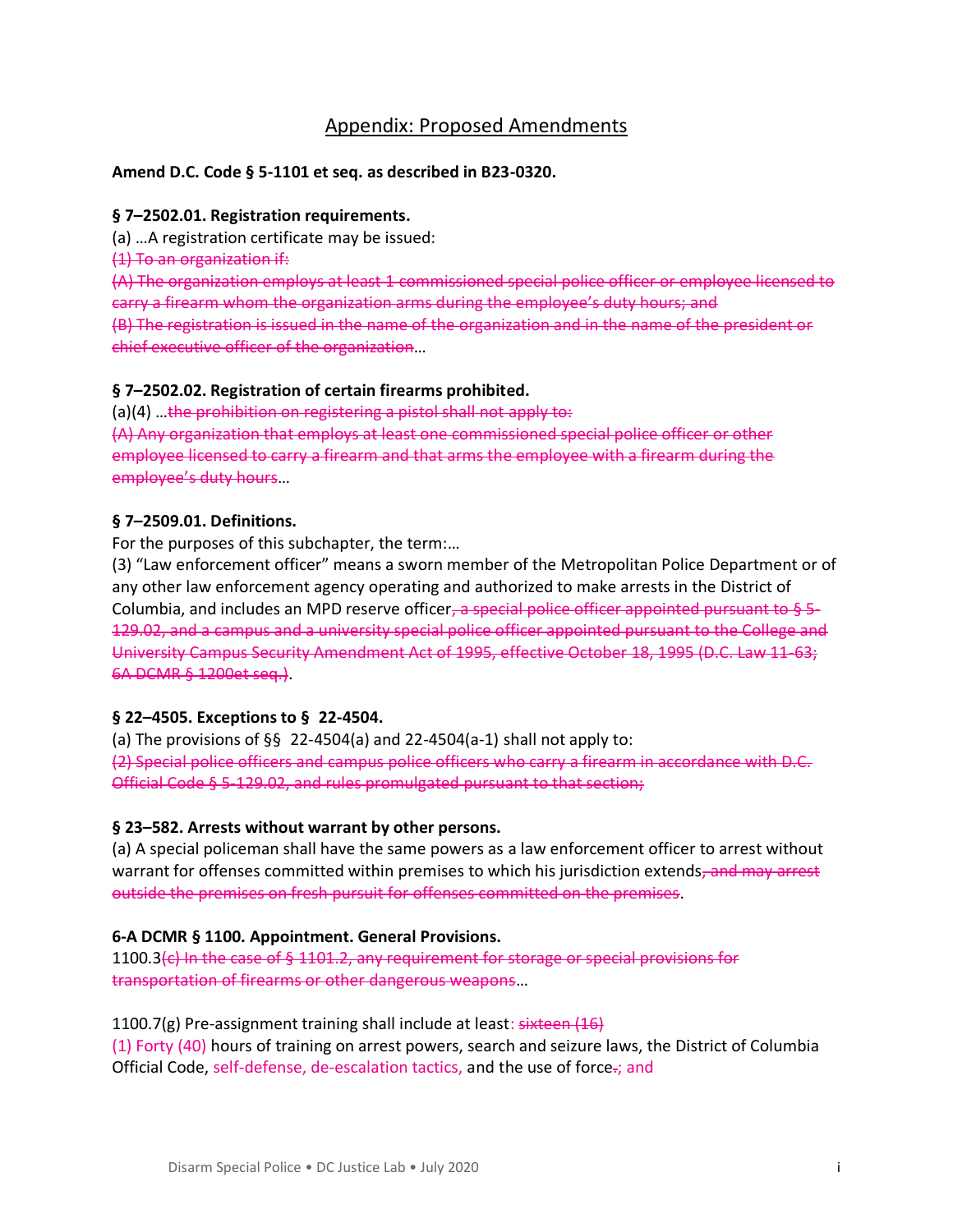# Appendix: Proposed Amendments

**Amend D.C. Code § 5-1101 et seq. as described in B23-0320.**

**§ 7–2502.01. Registration requirements.**

(a) …A registration certificate may be issued:

~~(1) To an organization if:~~

~~(A) The organization employs at least 1 commissioned special police officer or employee licensed to carry a firearm whom the organization arms during the employee's duty hours; and~~

~~(B) The registration is issued in the name of the organization and in the name of the president or chief executive officer of the organization~~…

**§ 7–2502.02. Registration of certain firearms prohibited.**

(a)(4) …~~the prohibition on registering a pistol shall not apply to:~~

~~(A) Any organization that employs at least one commissioned special police officer or other employee licensed to carry a firearm and that arms the employee with a firearm during the employee's duty hours~~…

**§ 7–2509.01. Definitions.**

For the purposes of this subchapter, the term:…

(3) "Law enforcement officer" means a sworn member of the Metropolitan Police Department or of any other law enforcement agency operating and authorized to make arrests in the District of Columbia, and includes an MPD reserve officer~~, a special police officer appointed pursuant to § 5-129.02, and a campus and a university special police officer appointed pursuant to the College and University Campus Security Amendment Act of 1995, effective October 18, 1995 (D.C. Law 11-63; 6A DCMR § 1200et seq.)~~.

**§ 22–4505. Exceptions to § 22-4504.**

(a) The provisions of §§ 22-4504(a) and 22-4504(a-1) shall not apply to:

~~(2) Special police officers and campus police officers who carry a firearm in accordance with D.C. Official Code § 5-129.02, and rules promulgated pursuant to that section;~~

**§ 23–582. Arrests without warrant by other persons.**

(a) A special policeman shall have the same powers as a law enforcement officer to arrest without warrant for offenses committed within premises to which his jurisdiction extends~~, and may arrest outside the premises on fresh pursuit for offenses committed on the premises~~.

**6-A DCMR § 1100. Appointment. General Provisions.**

1100.3~~(c) In the case of § 1101.2, any requirement for storage or special provisions for transportation of firearms or other dangerous weapons~~…

1100.7(g) Pre-assignment training shall include at least: ~~sixteen (16)~~

(1) Forty (40) hours of training on arrest powers, search and seizure laws, the District of Columbia Official Code, self-defense, de-escalation tactics, and the use of force~~.~~; and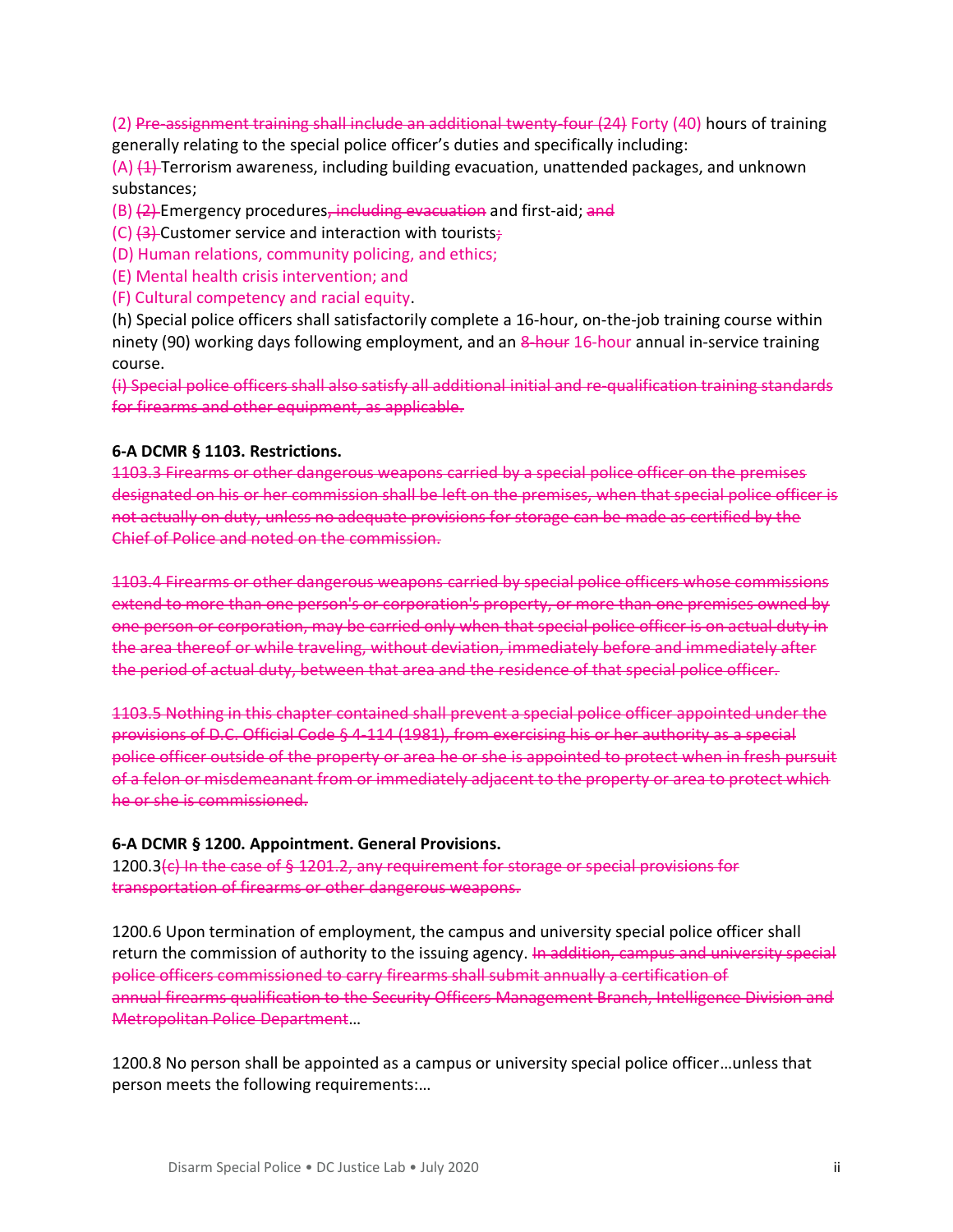(2) ~~Pre-assignment training shall include an additional twenty-four (24)~~ Forty (40) hours of training generally relating to the special police officer's duties and specifically including:

(A) ~~(1)~~ Terrorism awareness, including building evacuation, unattended packages, and unknown substances;

(B) ~~(2)~~ Emergency procedures~~, including evacuation~~ and first-aid; ~~and~~

(C) ~~(3)~~ Customer service and interaction with tourists~~;~~

(D) Human relations, community policing, and ethics;

(E) Mental health crisis intervention; and

(F) Cultural competency and racial equity.

(h) Special police officers shall satisfactorily complete a 16-hour, on-the-job training course within ninety (90) working days following employment, and an ~~8-hour~~ 16-hour annual in-service training course.

~~(i) Special police officers shall also satisfy all additional initial and re-qualification training standards for firearms and other equipment, as applicable.~~

**6-A DCMR § 1103. Restrictions.**

~~1103.3 Firearms or other dangerous weapons carried by a special police officer on the premises designated on his or her commission shall be left on the premises, when that special police officer is not actually on duty, unless no adequate provisions for storage can be made as certified by the Chief of Police and noted on the commission.~~

~~1103.4 Firearms or other dangerous weapons carried by special police officers whose commissions extend to more than one person's or corporation's property, or more than one premises owned by one person or corporation, may be carried only when that special police officer is on actual duty in the area thereof or while traveling, without deviation, immediately before and immediately after the period of actual duty, between that area and the residence of that special police officer.~~

~~1103.5 Nothing in this chapter contained shall prevent a special police officer appointed under the provisions of D.C. Official Code § 4-114 (1981), from exercising his or her authority as a special police officer outside of the property or area he or she is appointed to protect when in fresh pursuit of a felon or misdemeanant from or immediately adjacent to the property or area to protect which he or she is commissioned.~~

**6-A DCMR § 1200. Appointment. General Provisions.**

1200.3~~(c) In the case of § 1201.2, any requirement for storage or special provisions for transportation of firearms or other dangerous weapons.~~

1200.6 Upon termination of employment, the campus and university special police officer shall return the commission of authority to the issuing agency. ~~In addition, campus and university special police officers commissioned to carry firearms shall submit annually a certification of annual firearms qualification to the Security Officers Management Branch, Intelligence Division and Metropolitan Police Department~~…

1200.8 No person shall be appointed as a campus or university special police officer…unless that person meets the following requirements:…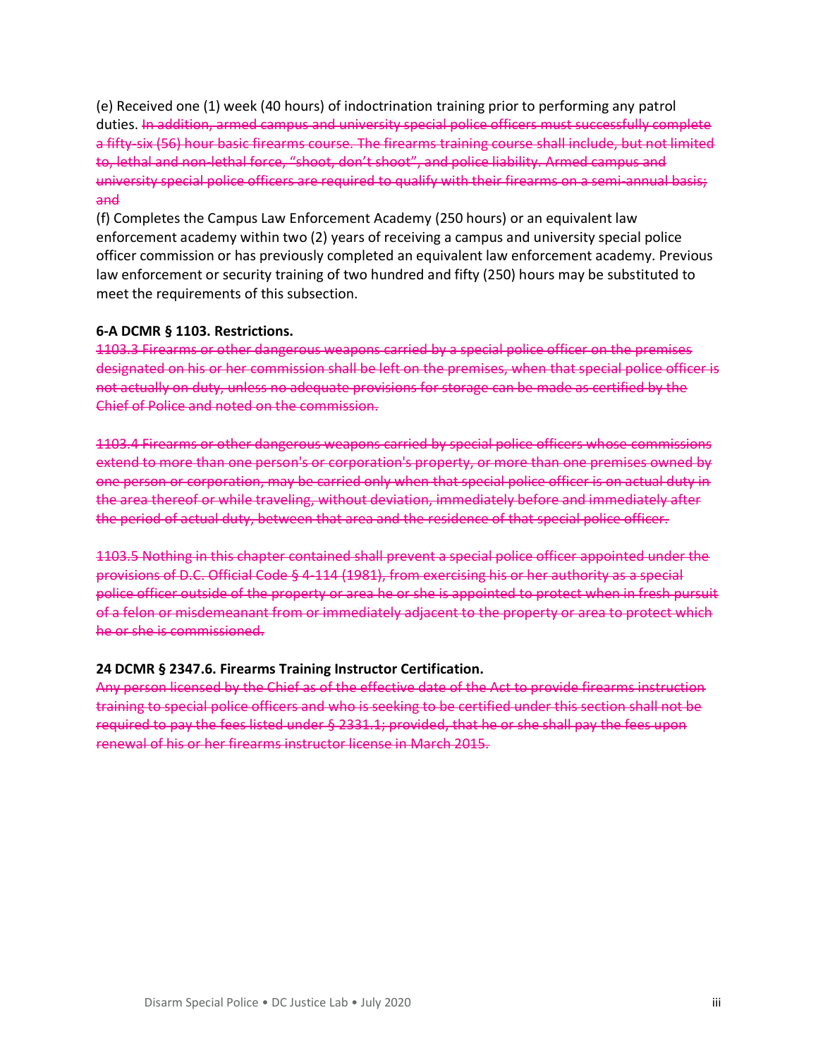(e) Received one (1) week (40 hours) of indoctrination training prior to performing any patrol duties. ~~In addition, armed campus and university special police officers must successfully complete a fifty-six (56) hour basic firearms course. The firearms training course shall include, but not limited to, lethal and non-lethal force, "shoot, don't shoot", and police liability. Armed campus and university special police officers are required to qualify with their firearms on a semi-annual basis; and~~

(f) Completes the Campus Law Enforcement Academy (250 hours) or an equivalent law enforcement academy within two (2) years of receiving a campus and university special police officer commission or has previously completed an equivalent law enforcement academy. Previous law enforcement or security training of two hundred and fifty (250) hours may be substituted to meet the requirements of this subsection.

**6-A DCMR § 1103. Restrictions.**

~~1103.3 Firearms or other dangerous weapons carried by a special police officer on the premises designated on his or her commission shall be left on the premises, when that special police officer is not actually on duty, unless no adequate provisions for storage can be made as certified by the Chief of Police and noted on the commission.~~

~~1103.4 Firearms or other dangerous weapons carried by special police officers whose commissions extend to more than one person's or corporation's property, or more than one premises owned by one person or corporation, may be carried only when that special police officer is on actual duty in the area thereof or while traveling, without deviation, immediately before and immediately after the period of actual duty, between that area and the residence of that special police officer.~~

~~1103.5 Nothing in this chapter contained shall prevent a special police officer appointed under the provisions of D.C. Official Code § 4-114 (1981), from exercising his or her authority as a special police officer outside of the property or area he or she is appointed to protect when in fresh pursuit of a felon or misdemeanant from or immediately adjacent to the property or area to protect which he or she is commissioned.~~

**24 DCMR § 2347.6. Firearms Training Instructor Certification.**

~~Any person licensed by the Chief as of the effective date of the Act to provide firearms instruction training to special police officers and who is seeking to be certified under this section shall not be required to pay the fees listed under § 2331.1; provided, that he or she shall pay the fees upon renewal of his or her firearms instructor license in March 2015.~~